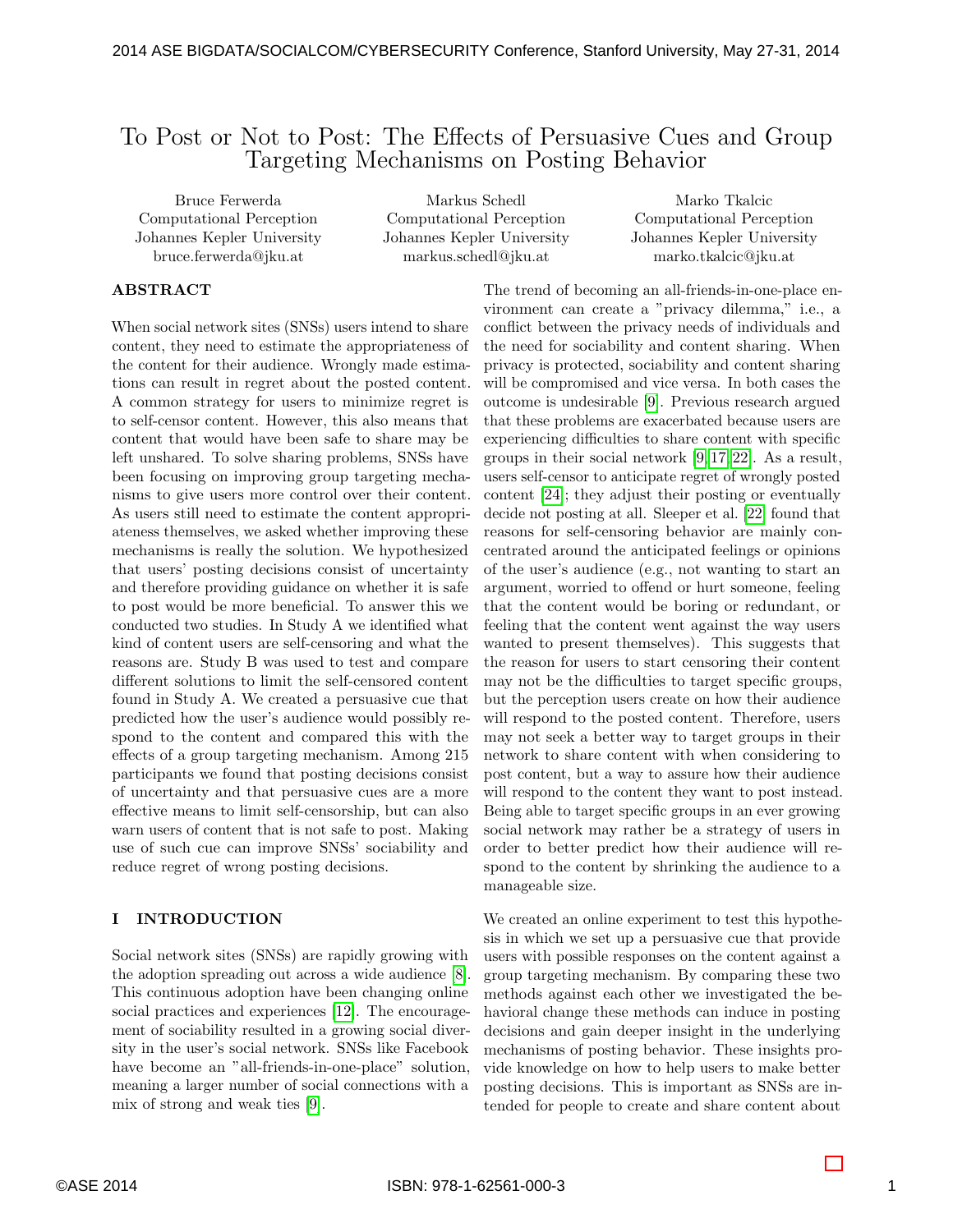# To Post or Not to Post: The Effects of Persuasive Cues and Group Targeting Mechanisms on Posting Behavior

Bruce Ferwerda
Computational Perception
Johannes Kepler University
bruce.ferwerda@jku.at

Markus Schedl
Computational Perception
Johannes Kepler University
markus.schedl@jku.at

Marko Tkalcic
Computational Perception
Johannes Kepler University
marko.tkalcic@jku.at

## ABSTRACT

When social network sites (SNSs) users intend to share content, they need to estimate the appropriateness of the content for their audience. Wrongly made estimations can result in regret about the posted content. A common strategy for users to minimize regret is to self-censor content. However, this also means that content that would have been safe to share may be left unshared. To solve sharing problems, SNSs have been focusing on improving group targeting mechanisms to give users more control over their content. As users still need to estimate the content appropriateness themselves, we asked whether improving these mechanisms is really the solution. We hypothesized that users' posting decisions consist of uncertainty and therefore providing guidance on whether it is safe to post would be more beneficial. To answer this we conducted two studies. In Study A we identified what kind of content users are self-censoring and what the reasons are. Study B was used to test and compare different solutions to limit the self-censored content found in Study A. We created a persuasive cue that predicted how the user's audience would possibly respond to the content and compared this with the effects of a group targeting mechanism. Among 215 participants we found that posting decisions consist of uncertainty and that persuasive cues are a more effective means to limit self-censorship, but can also warn users of content that is not safe to post. Making use of such cue can improve SNSs' sociability and reduce regret of wrong posting decisions.

## I INTRODUCTION

Social network sites (SNSs) are rapidly growing with the adoption spreading out across a wide audience [8]. This continuous adoption have been changing online social practices and experiences [12]. The encouragement of sociability resulted in a growing social diversity in the user's social network. SNSs like Facebook have become an "all-friends-in-one-place" solution, meaning a larger number of social connections with a mix of strong and weak ties [9].

The trend of becoming an all-friends-in-one-place environment can create a "privacy dilemma," i.e., a conflict between the privacy needs of individuals and the need for sociability and content sharing. When privacy is protected, sociability and content sharing will be compromised and vice versa. In both cases the outcome is undesirable [9]. Previous research argued that these problems are exacerbated because users are experiencing difficulties to share content with specific groups in their social network [9, 17, 22]. As a result, users self-censor to anticipate regret of wrongly posted content [24]; they adjust their posting or eventually decide not posting at all. Sleeper et al. [22] found that reasons for self-censoring behavior are mainly concentrated around the anticipated feelings or opinions of the user's audience (e.g., not wanting to start an argument, worried to offend or hurt someone, feeling that the content would be boring or redundant, or feeling that the content went against the way users wanted to present themselves). This suggests that the reason for users to start censoring their content may not be the difficulties to target specific groups, but the perception users create on how their audience will respond to the posted content. Therefore, users may not seek a better way to target groups in their network to share content with when considering to post content, but a way to assure how their audience will respond to the content they want to post instead. Being able to target specific groups in an ever growing social network may rather be a strategy of users in order to better predict how their audience will respond to the content by shrinking the audience to a manageable size.

We created an online experiment to test this hypothesis in which we set up a persuasive cue that provide users with possible responses on the content against a group targeting mechanism. By comparing these two methods against each other we investigated the behavioral change these methods can induce in posting decisions and gain deeper insight in the underlying mechanisms of posting behavior. These insights provide knowledge on how to help users to make better posting decisions. This is important as SNSs are intended for people to create and share content about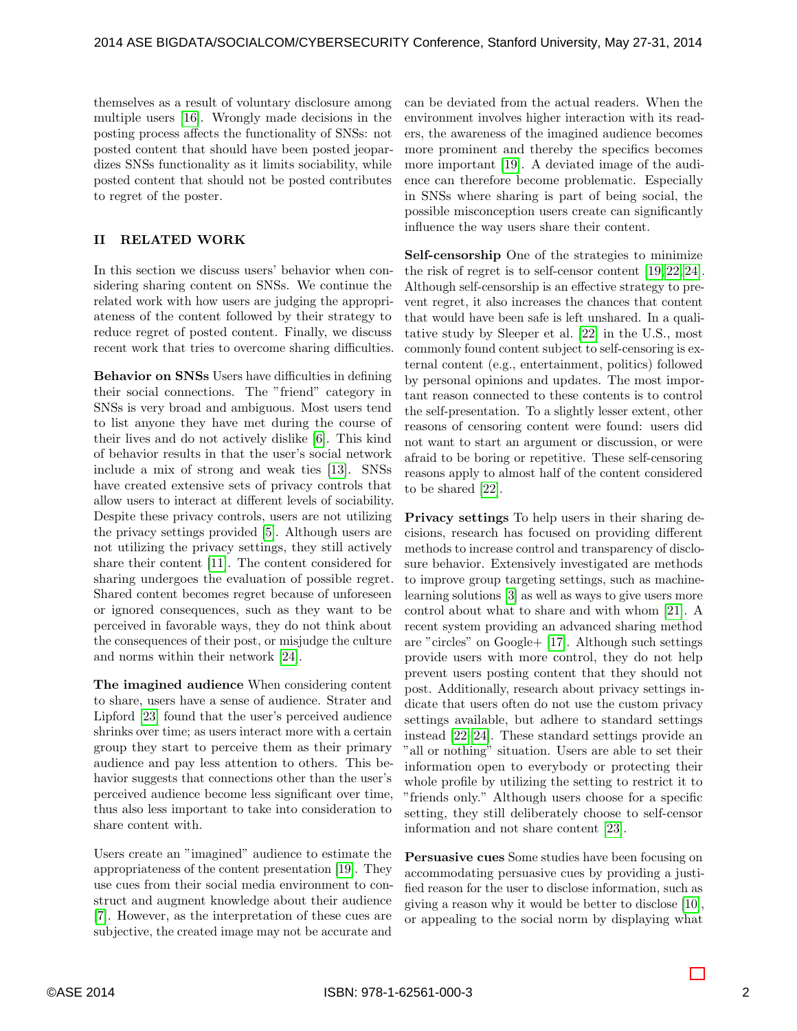themselves as a result of voluntary disclosure among multiple users [16]. Wrongly made decisions in the posting process affects the functionality of SNSs: not posted content that should have been posted jeopardizes SNSs functionality as it limits sociability, while posted content that should not be posted contributes to regret of the poster.

## II RELATED WORK

In this section we discuss users' behavior when considering sharing content on SNSs. We continue the related work with how users are judging the appropriateness of the content followed by their strategy to reduce regret of posted content. Finally, we discuss recent work that tries to overcome sharing difficulties.

**Behavior on SNSs** Users have difficulties in defining their social connections. The "friend" category in SNSs is very broad and ambiguous. Most users tend to list anyone they have met during the course of their lives and do not actively dislike [6]. This kind of behavior results in that the user's social network include a mix of strong and weak ties [13]. SNSs have created extensive sets of privacy controls that allow users to interact at different levels of sociability. Despite these privacy controls, users are not utilizing the privacy settings provided [5]. Although users are not utilizing the privacy settings, they still actively share their content [11]. The content considered for sharing undergoes the evaluation of possible regret. Shared content becomes regret because of unforeseen or ignored consequences, such as they want to be perceived in favorable ways, they do not think about the consequences of their post, or misjudge the culture and norms within their network [24].

**The imagined audience** When considering content to share, users have a sense of audience. Strater and Lipford [23] found that the user's perceived audience shrinks over time; as users interact more with a certain group they start to perceive them as their primary audience and pay less attention to others. This behavior suggests that connections other than the user's perceived audience become less significant over time, thus also less important to take into consideration to share content with.

Users create an "imagined" audience to estimate the appropriateness of the content presentation [19]. They use cues from their social media environment to construct and augment knowledge about their audience [7]. However, as the interpretation of these cues are subjective, the created image may not be accurate and can be deviated from the actual readers. When the environment involves higher interaction with its readers, the awareness of the imagined audience becomes more prominent and thereby the specifics becomes more important [19]. A deviated image of the audience can therefore become problematic. Especially in SNSs where sharing is part of being social, the possible misconception users create can significantly influence the way users share their content.

**Self-censorship** One of the strategies to minimize the risk of regret is to self-censor content [19,22,24]. Although self-censorship is an effective strategy to prevent regret, it also increases the chances that content that would have been safe is left unshared. In a qualitative study by Sleeper et al. [22] in the U.S., most commonly found content subject to self-censoring is external content (e.g., entertainment, politics) followed by personal opinions and updates. The most important reason connected to these contents is to control the self-presentation. To a slightly lesser extent, other reasons of censoring content were found: users did not want to start an argument or discussion, or were afraid to be boring or repetitive. These self-censoring reasons apply to almost half of the content considered to be shared [22].

**Privacy settings** To help users in their sharing decisions, research has focused on providing different methods to increase control and transparency of disclosure behavior. Extensively investigated are methods to improve group targeting settings, such as machine-learning solutions [3] as well as ways to give users more control about what to share and with whom [21]. A recent system providing an advanced sharing method are "circles" on Google+ [17]. Although such settings provide users with more control, they do not help prevent users posting content that they should not post. Additionally, research about privacy settings indicate that users often do not use the custom privacy settings available, but adhere to standard settings instead [22,24]. These standard settings provide an "all or nothing" situation. Users are able to set their information open to everybody or protecting their whole profile by utilizing the setting to restrict it to "friends only." Although users choose for a specific setting, they still deliberately choose to self-censor information and not share content [23].

**Persuasive cues** Some studies have been focusing on accommodating persuasive cues by providing a justified reason for the user to disclose information, such as giving a reason why it would be better to disclose [10], or appealing to the social norm by displaying what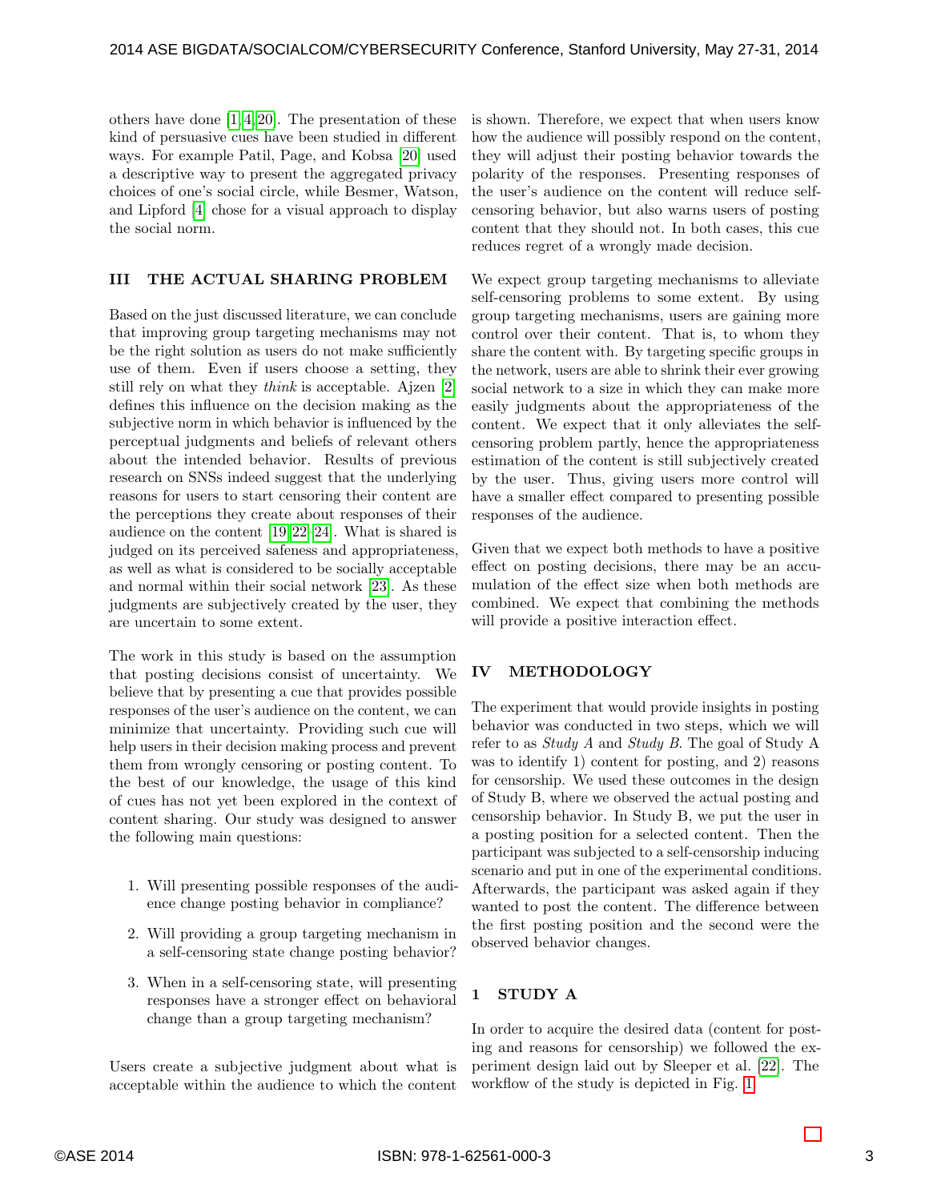others have done [1, 4, 20]. The presentation of these kind of persuasive cues have been studied in different ways. For example Patil, Page, and Kobsa [20] used a descriptive way to present the aggregated privacy choices of one's social circle, while Besmer, Watson, and Lipford [4] chose for a visual approach to display the social norm.

## III THE ACTUAL SHARING PROBLEM

Based on the just discussed literature, we can conclude that improving group targeting mechanisms may not be the right solution as users do not make sufficiently use of them. Even if users choose a setting, they still rely on what they *think* is acceptable. Ajzen [2] defines this influence on the decision making as the subjective norm in which behavior is influenced by the perceptual judgments and beliefs of relevant others about the intended behavior. Results of previous research on SNSs indeed suggest that the underlying reasons for users to start censoring their content are the perceptions they create about responses of their audience on the content [19, 22–24]. What is shared is judged on its perceived safeness and appropriateness, as well as what is considered to be socially acceptable and normal within their social network [23]. As these judgments are subjectively created by the user, they are uncertain to some extent.

The work in this study is based on the assumption that posting decisions consist of uncertainty. We believe that by presenting a cue that provides possible responses of the user's audience on the content, we can minimize that uncertainty. Providing such cue will help users in their decision making process and prevent them from wrongly censoring or posting content. To the best of our knowledge, the usage of this kind of cues has not yet been explored in the context of content sharing. Our study was designed to answer the following main questions:

1. Will presenting possible responses of the audience change posting behavior in compliance?
2. Will providing a group targeting mechanism in a self-censoring state change posting behavior?
3. When in a self-censoring state, will presenting responses have a stronger effect on behavioral change than a group targeting mechanism?

Users create a subjective judgment about what is acceptable within the audience to which the content is shown. Therefore, we expect that when users know how the audience will possibly respond on the content, they will adjust their posting behavior towards the polarity of the responses. Presenting responses of the user's audience on the content will reduce self-censoring behavior, but also warns users of posting content that they should not. In both cases, this cue reduces regret of a wrongly made decision.

We expect group targeting mechanisms to alleviate self-censoring problems to some extent. By using group targeting mechanisms, users are gaining more control over their content. That is, to whom they share the content with. By targeting specific groups in the network, users are able to shrink their ever growing social network to a size in which they can make more easily judgments about the appropriateness of the content. We expect that it only alleviates the self-censoring problem partly, hence the appropriateness estimation of the content is still subjectively created by the user. Thus, giving users more control will have a smaller effect compared to presenting possible responses of the audience.

Given that we expect both methods to have a positive effect on posting decisions, there may be an accumulation of the effect size when both methods are combined. We expect that combining the methods will provide a positive interaction effect.

## IV METHODOLOGY

The experiment that would provide insights in posting behavior was conducted in two steps, which we will refer to as *Study A* and *Study B*. The goal of Study A was to identify 1) content for posting, and 2) reasons for censorship. We used these outcomes in the design of Study B, where we observed the actual posting and censorship behavior. In Study B, we put the user in a posting position for a selected content. Then the participant was subjected to a self-censorship inducing scenario and put in one of the experimental conditions. Afterwards, the participant was asked again if they wanted to post the content. The difference between the first posting position and the second were the observed behavior changes.

### 1 STUDY A

In order to acquire the desired data (content for posting and reasons for censorship) we followed the experiment design laid out by Sleeper et al. [22]. The workflow of the study is depicted in Fig. 1.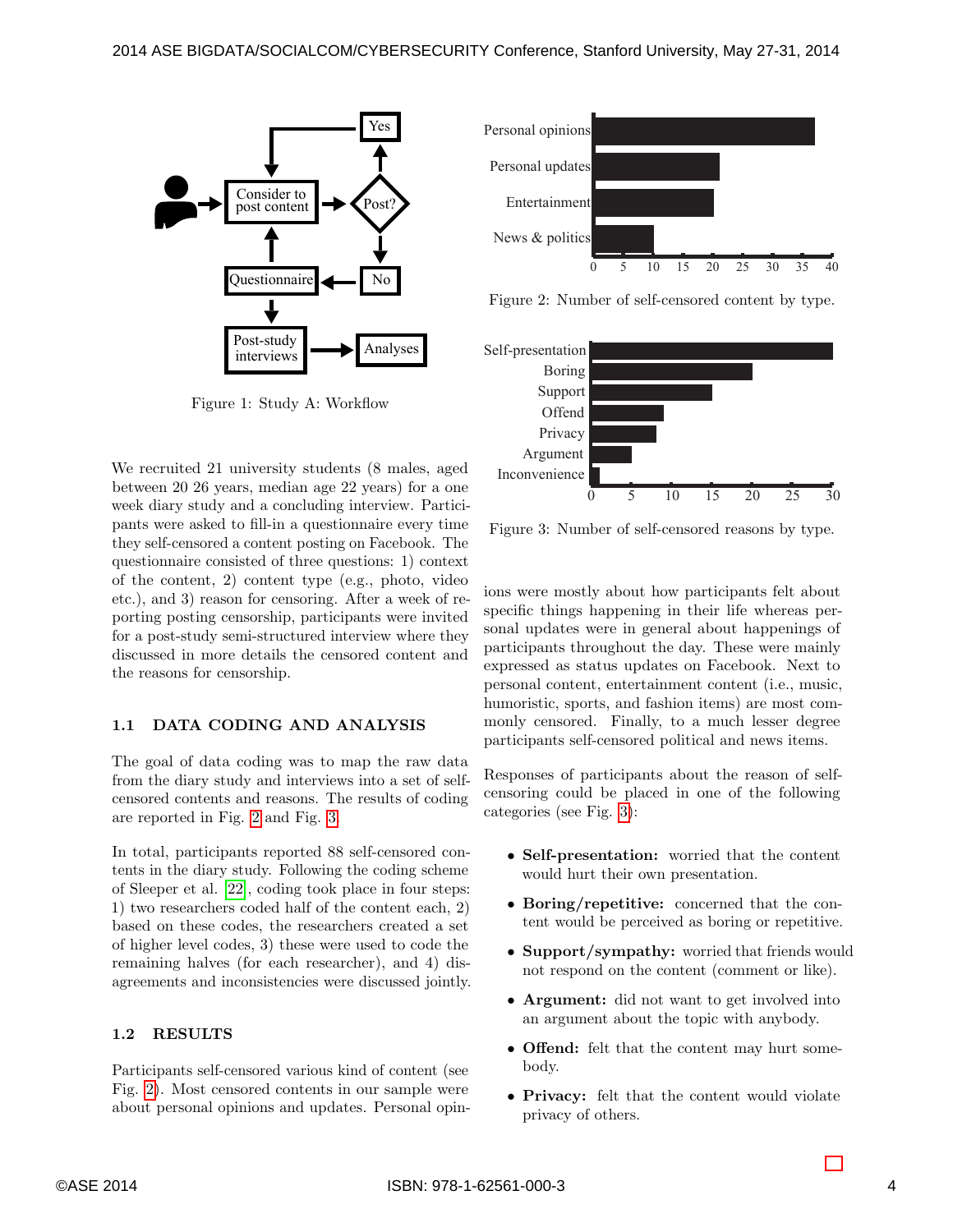Figure 1: Study A: Workflow

We recruited 21 university students (8 males, aged between 20 26 years, median age 22 years) for a one week diary study and a concluding interview. Participants were asked to fill-in a questionnaire every time they self-censored a content posting on Facebook. The questionnaire consisted of three questions: 1) context of the content, 2) content type (e.g., photo, video etc.), and 3) reason for censoring. After a week of reporting posting censorship, participants were invited for a post-study semi-structured interview where they discussed in more details the censored content and the reasons for censorship.

### 1.1 DATA CODING AND ANALYSIS

The goal of data coding was to map the raw data from the diary study and interviews into a set of self-censored contents and reasons. The results of coding are reported in Fig. 2 and Fig. 3.

In total, participants reported 88 self-censored contents in the diary study. Following the coding scheme of Sleeper et al. [22], coding took place in four steps: 1) two researchers coded half of the content each, 2) based on these codes, the researchers created a set of higher level codes, 3) these were used to code the remaining halves (for each researcher), and 4) disagreements and inconsistencies were discussed jointly.

### 1.2 RESULTS

Participants self-censored various kind of content (see Fig. 2). Most censored contents in our sample were about personal opinions and updates. Personal opinions were mostly about how participants felt about specific things happening in their life whereas personal updates were in general about happenings of participants throughout the day. These were mainly expressed as status updates on Facebook. Next to personal content, entertainment content (i.e., music, humoristic, sports, and fashion items) are most commonly censored. Finally, to a much lesser degree participants self-censored political and news items.

Figure 2: Number of self-censored content by type.

Figure 3: Number of self-censored reasons by type.

Responses of participants about the reason of self-censoring could be placed in one of the following categories (see Fig. 3):

- **Self-presentation:** worried that the content would hurt their own presentation.
- **Boring/repetitive:** concerned that the content would be perceived as boring or repetitive.
- **Support/sympathy:** worried that friends would not respond on the content (comment or like).
- **Argument:** did not want to get involved into an argument about the topic with anybody.
- **Offend:** felt that the content may hurt somebody.
- **Privacy:** felt that the content would violate privacy of others.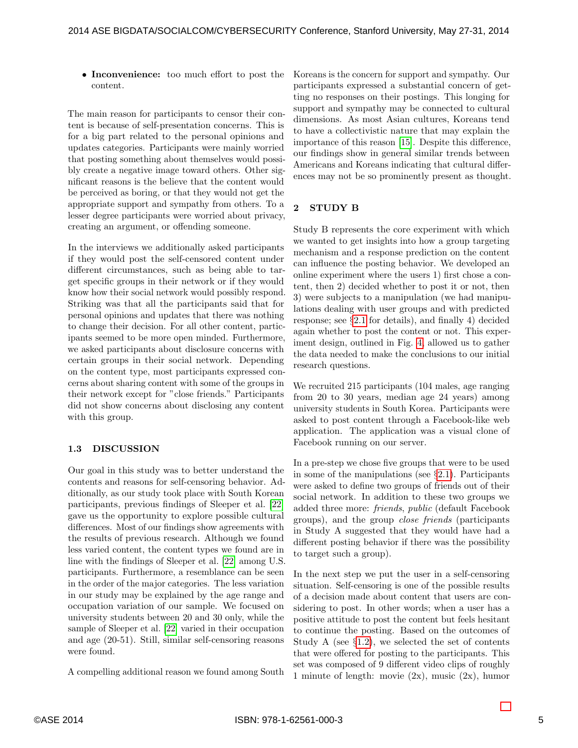- **Inconvenience:** too much effort to post the content.

The main reason for participants to censor their content is because of self-presentation concerns. This is for a big part related to the personal opinions and updates categories. Participants were mainly worried that posting something about themselves would possibly create a negative image toward others. Other significant reasons is the believe that the content would be perceived as boring, or that they would not get the appropriate support and sympathy from others. To a lesser degree participants were worried about privacy, creating an argument, or offending someone.

In the interviews we additionally asked participants if they would post the self-censored content under different circumstances, such as being able to target specific groups in their network or if they would know how their social network would possibly respond. Striking was that all the participants said that for personal opinions and updates that there was nothing to change their decision. For all other content, participants seemed to be more open minded. Furthermore, we asked participants about disclosure concerns with certain groups in their social network. Depending on the content type, most participants expressed concerns about sharing content with some of the groups in their network except for "close friends." Participants did not show concerns about disclosing any content with this group.

### 1.3 DISCUSSION

Our goal in this study was to better understand the contents and reasons for self-censoring behavior. Additionally, as our study took place with South Korean participants, previous findings of Sleeper et al. [22] gave us the opportunity to explore possible cultural differences. Most of our findings show agreements with the results of previous research. Although we found less varied content, the content types we found are in line with the findings of Sleeper et al. [22] among U.S. participants. Furthermore, a resemblance can be seen in the order of the major categories. The less variation in our study may be explained by the age range and occupation variation of our sample. We focused on university students between 20 and 30 only, while the sample of Sleeper et al. [22] varied in their occupation and age (20-51). Still, similar self-censoring reasons were found.

A compelling additional reason we found among South Koreans is the concern for support and sympathy. Our participants expressed a substantial concern of getting no responses on their postings. This longing for support and sympathy may be connected to cultural dimensions. As most Asian cultures, Koreans tend to have a collectivistic nature that may explain the importance of this reason [15]. Despite this difference, our findings show in general similar trends between Americans and Koreans indicating that cultural differences may not be so prominently present as thought.

## 2 STUDY B

Study B represents the core experiment with which we wanted to get insights into how a group targeting mechanism and a response prediction on the content can influence the posting behavior. We developed an online experiment where the users 1) first chose a content, then 2) decided whether to post it or not, then 3) were subjects to a manipulation (we had manipulations dealing with user groups and with predicted response; see §2.1 for details), and finally 4) decided again whether to post the content or not. This experiment design, outlined in Fig. 4, allowed us to gather the data needed to make the conclusions to our initial research questions.

We recruited 215 participants (104 males, age ranging from 20 to 30 years, median age 24 years) among university students in South Korea. Participants were asked to post content through a Facebook-like web application. The application was a visual clone of Facebook running on our server.

In a pre-step we chose five groups that were to be used in some of the manipulations (see §2.1). Participants were asked to define two groups of friends out of their social network. In addition to these two groups we added three more: *friends*, *public* (default Facebook groups), and the group *close friends* (participants in Study A suggested that they would have had a different posting behavior if there was the possibility to target such a group).

In the next step we put the user in a self-censoring situation. Self-censoring is one of the possible results of a decision made about content that users are considering to post. In other words; when a user has a positive attitude to post the content but feels hesitant to continue the posting. Based on the outcomes of Study A (see §1.2), we selected the set of contents that were offered for posting to the participants. This set was composed of 9 different video clips of roughly 1 minute of length: movie (2x), music (2x), humor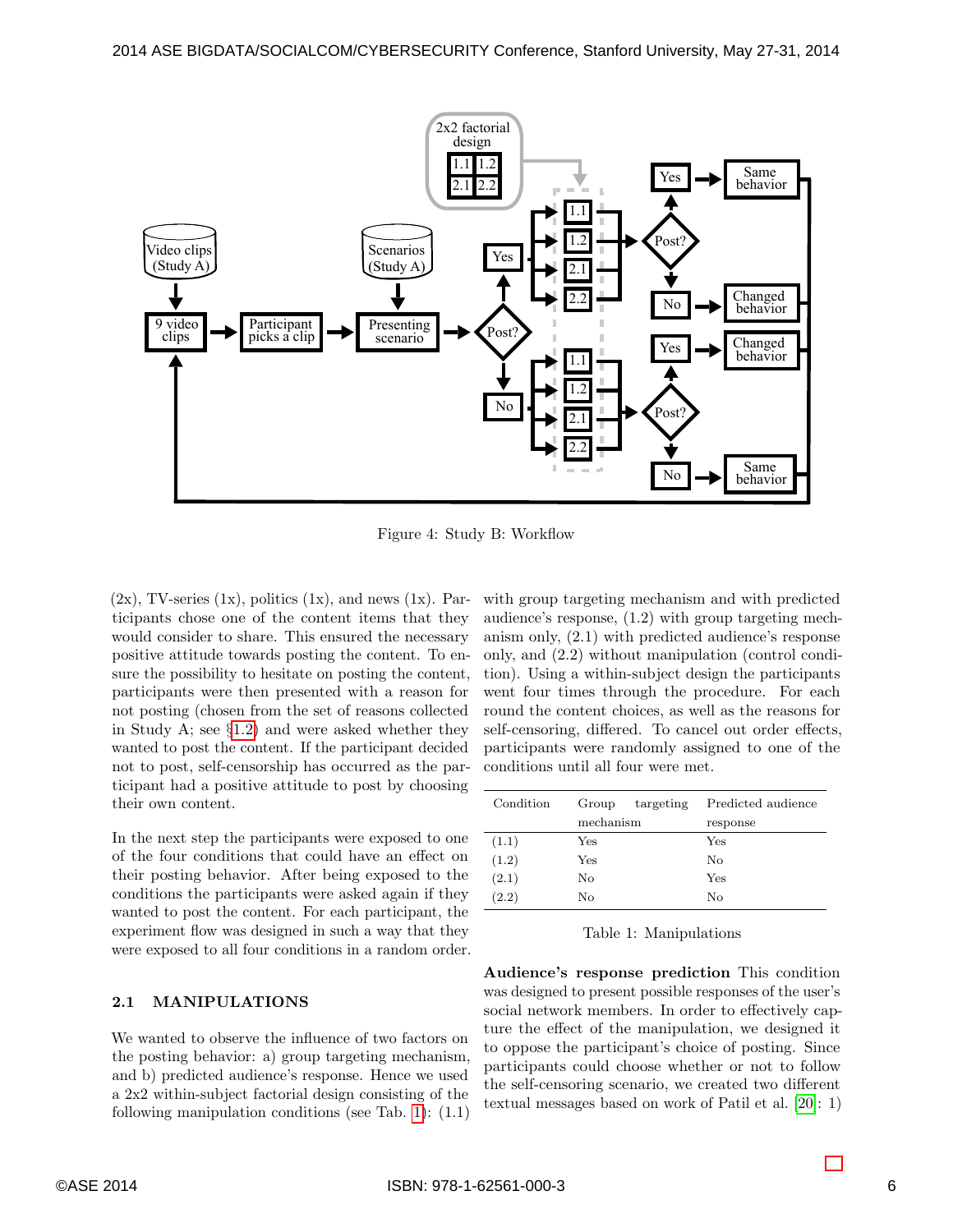Figure 4: Study B: Workflow

(2x), TV-series (1x), politics (1x), and news (1x). Participants chose one of the content items that they would consider to share. This ensured the necessary positive attitude towards posting the content. To ensure the possibility to hesitate on posting the content, participants were then presented with a reason for not posting (chosen from the set of reasons collected in Study A; see §1.2) and were asked whether they wanted to post the content. If the participant decided not to post, self-censorship has occurred as the participant had a positive attitude to post by choosing their own content.

In the next step the participants were exposed to one of the four conditions that could have an effect on their posting behavior. After being exposed to the conditions the participants were asked again if they wanted to post the content. For each participant, the experiment flow was designed in such a way that they were exposed to all four conditions in a random order.

## 2.1 MANIPULATIONS

We wanted to observe the influence of two factors on the posting behavior: a) group targeting mechanism, and b) predicted audience's response. Hence we used a 2x2 within-subject factorial design consisting of the following manipulation conditions (see Tab. 1): (1.1) with group targeting mechanism and with predicted audience's response, (1.2) with group targeting mechanism only, (2.1) with predicted audience's response only, and (2.2) without manipulation (control condition). Using a within-subject design the participants went four times through the procedure. For each round the content choices, as well as the reasons for self-censoring, differed. To cancel out order effects, participants were randomly assigned to one of the conditions until all four were met.

| Condition | Group targeting mechanism | Predicted audience response |
|---|---|---|
| (1.1) | Yes | Yes |
| (1.2) | Yes | No |
| (2.1) | No | Yes |
| (2.2) | No | No |

Table 1: Manipulations

**Audience's response prediction** This condition was designed to present possible responses of the user's social network members. In order to effectively capture the effect of the manipulation, we designed it to oppose the participant's choice of posting. Since participants could choose whether or not to follow the self-censoring scenario, we created two different textual messages based on work of Patil et al. [20]: 1)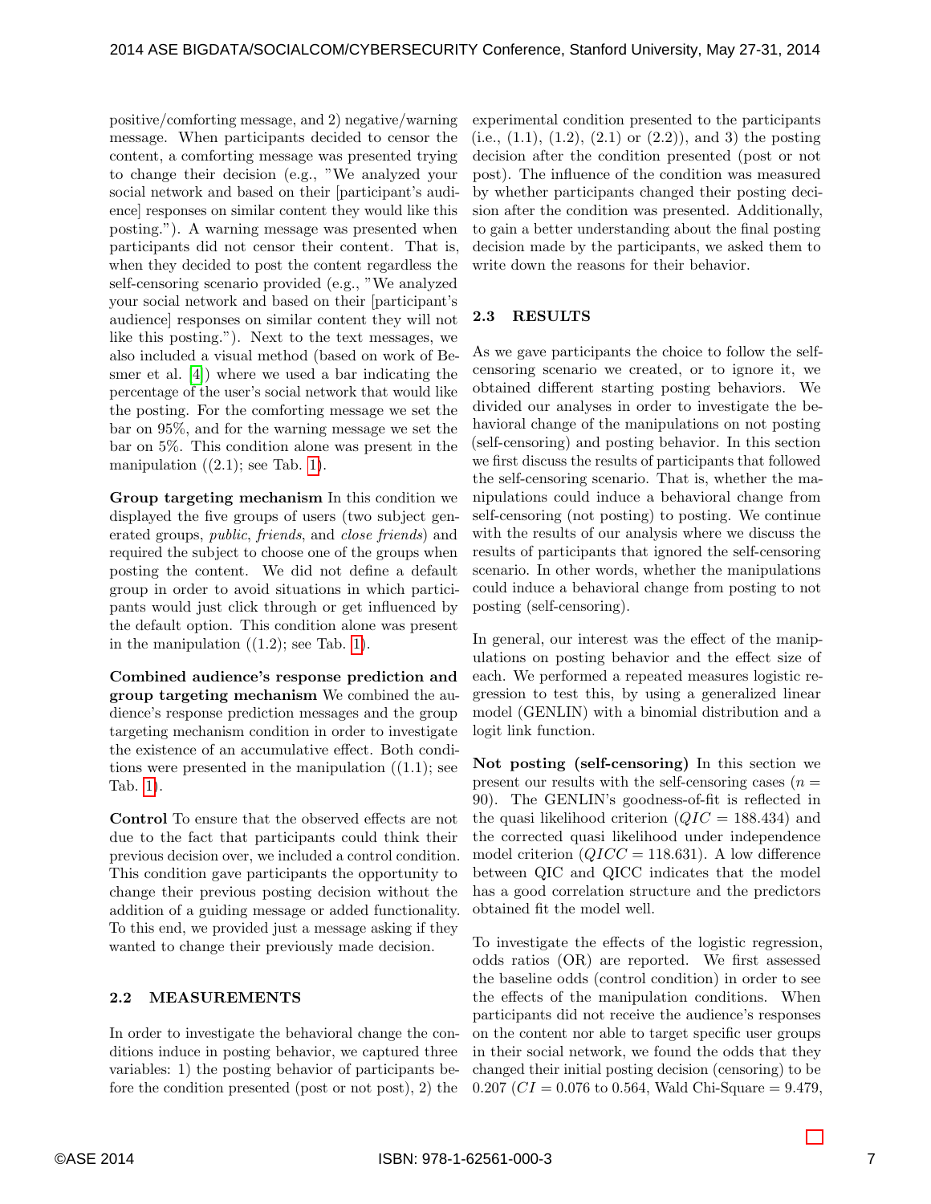positive/comforting message, and 2) negative/warning message. When participants decided to censor the content, a comforting message was presented trying to change their decision (e.g., "We analyzed your social network and based on their [participant's audience] responses on similar content they would like this posting."). A warning message was presented when participants did not censor their content. That is, when they decided to post the content regardless the self-censoring scenario provided (e.g., "We analyzed your social network and based on their [participant's audience] responses on similar content they will not like this posting."). Next to the text messages, we also included a visual method (based on work of Besmer et al. [4]) where we used a bar indicating the percentage of the user's social network that would like the posting. For the comforting message we set the bar on 95%, and for the warning message we set the bar on 5%. This condition alone was present in the manipulation ((2.1); see Tab. 1).

**Group targeting mechanism** In this condition we displayed the five groups of users (two subject generated groups, *public*, *friends*, and *close friends*) and required the subject to choose one of the groups when posting the content. We did not define a default group in order to avoid situations in which participants would just click through or get influenced by the default option. This condition alone was present in the manipulation ((1.2); see Tab. 1).

**Combined audience's response prediction and group targeting mechanism** We combined the audience's response prediction messages and the group targeting mechanism condition in order to investigate the existence of an accumulative effect. Both conditions were presented in the manipulation ((1.1); see Tab. 1).

**Control** To ensure that the observed effects are not due to the fact that participants could think their previous decision over, we included a control condition. This condition gave participants the opportunity to change their previous posting decision without the addition of a guiding message or added functionality. To this end, we provided just a message asking if they wanted to change their previously made decision.

## 2.2 MEASUREMENTS

In order to investigate the behavioral change the conditions induce in posting behavior, we captured three variables: 1) the posting behavior of participants before the condition presented (post or not post), 2) the experimental condition presented to the participants (i.e., (1.1), (1.2), (2.1) or (2.2)), and 3) the posting decision after the condition presented (post or not post). The influence of the condition was measured by whether participants changed their posting decision after the condition was presented. Additionally, to gain a better understanding about the final posting decision made by the participants, we asked them to write down the reasons for their behavior.

## 2.3 RESULTS

As we gave participants the choice to follow the self-censoring scenario we created, or to ignore it, we obtained different starting posting behaviors. We divided our analyses in order to investigate the behavioral change of the manipulations on not posting (self-censoring) and posting behavior. In this section we first discuss the results of participants that followed the self-censoring scenario. That is, whether the manipulations could induce a behavioral change from self-censoring (not posting) to posting. We continue with the results of our analysis where we discuss the results of participants that ignored the self-censoring scenario. In other words, whether the manipulations could induce a behavioral change from posting to not posting (self-censoring).

In general, our interest was the effect of the manipulations on posting behavior and the effect size of each. We performed a repeated measures logistic regression to test this, by using a generalized linear model (GENLIN) with a binomial distribution and a logit link function.

**Not posting (self-censoring)** In this section we present our results with the self-censoring cases ($n = 90$). The GENLIN's goodness-of-fit is reflected in the quasi likelihood criterion ($QIC = 188.434$) and the corrected quasi likelihood under independence model criterion ($QICC = 118.631$). A low difference between QIC and QICC indicates that the model has a good correlation structure and the predictors obtained fit the model well.

To investigate the effects of the logistic regression, odds ratios (OR) are reported. We first assessed the baseline odds (control condition) in order to see the effects of the manipulation conditions. When participants did not receive the audience's responses on the content nor able to target specific user groups in their social network, we found the odds that they changed their initial posting decision (censoring) to be 0.207 ($CI = 0.076$ to $0.564$, Wald Chi-Square = 9.479,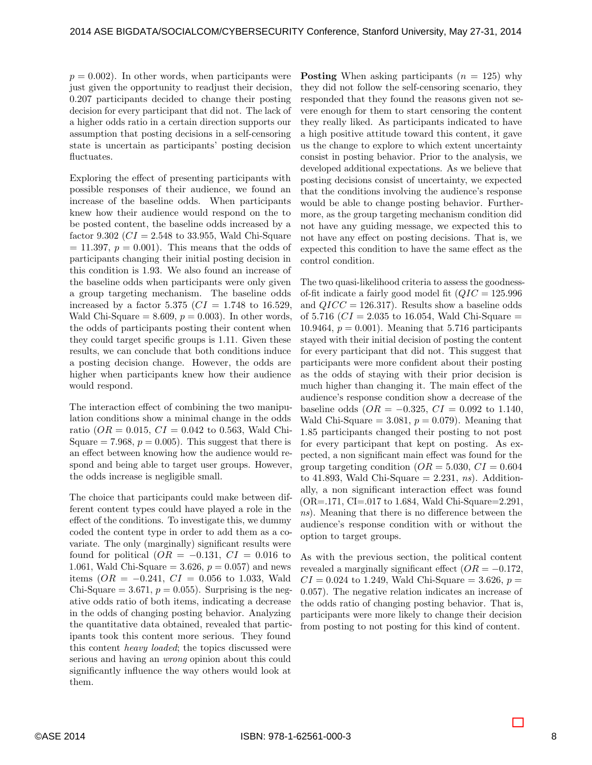$p = 0.002$). In other words, when participants were just given the opportunity to readjust their decision, 0.207 participants decided to change their posting decision for every participant that did not. The lack of a higher odds ratio in a certain direction supports our assumption that posting decisions in a self-censoring state is uncertain as participants' posting decision fluctuates.

Exploring the effect of presenting participants with possible responses of their audience, we found an increase of the baseline odds. When participants knew how their audience would respond on the to be posted content, the baseline odds increased by a factor 9.302 ($CI = 2.548$ to 33.955, Wald Chi-Square $= 11.397$, $p = 0.001$). This means that the odds of participants changing their initial posting decision in this condition is 1.93. We also found an increase of the baseline odds when participants were only given a group targeting mechanism. The baseline odds increased by a factor 5.375 ($CI = 1.748$ to 16.529, Wald Chi-Square $= 8.609$, $p = 0.003$). In other words, the odds of participants posting their content when they could target specific groups is 1.11. Given these results, we can conclude that both conditions induce a posting decision change. However, the odds are higher when participants knew how their audience would respond.

The interaction effect of combining the two manipulation conditions show a minimal change in the odds ratio ($OR = 0.015$, $CI = 0.042$ to 0.563, Wald Chi-Square $= 7.968$, $p = 0.005$). This suggest that there is an effect between knowing how the audience would respond and being able to target user groups. However, the odds increase is negligible small.

The choice that participants could make between different content types could have played a role in the effect of the conditions. To investigate this, we dummy coded the content type in order to add them as a covariate. The only (marginally) significant results were found for political ($OR = -0.131$, $CI = 0.016$ to 1.061, Wald Chi-Square $= 3.626$, $p = 0.057$) and news items ($OR = -0.241$, $CI = 0.056$ to 1.033, Wald Chi-Square $= 3.671$, $p = 0.055$). Surprising is the negative odds ratio of both items, indicating a decrease in the odds of changing posting behavior. Analyzing the quantitative data obtained, revealed that participants took this content more serious. They found this content *heavy loaded*; the topics discussed were serious and having an *wrong* opinion about this could significantly influence the way others would look at them.

**Posting** When asking participants ($n = 125$) why they did not follow the self-censoring scenario, they responded that they found the reasons given not severe enough for them to start censoring the content they really liked. As participants indicated to have a high positive attitude toward this content, it gave us the change to explore to which extent uncertainty consist in posting behavior. Prior to the analysis, we developed additional expectations. As we believe that posting decisions consist of uncertainty, we expected that the conditions involving the audience's response would be able to change posting behavior. Furthermore, as the group targeting mechanism condition did not have any guiding message, we expected this to not have any effect on posting decisions. That is, we expected this condition to have the same effect as the control condition.

The two quasi-likelihood criteria to assess the goodness-of-fit indicate a fairly good model fit ($QIC = 125.996$ and $QICC = 126.317$). Results show a baseline odds of 5.716 ($CI = 2.035$ to 16.054, Wald Chi-Square $= 10.9464$, $p = 0.001$). Meaning that 5.716 participants stayed with their initial decision of posting the content for every participant that did not. This suggest that participants were more confident about their posting as the odds of staying with their prior decision is much higher than changing it. The main effect of the audience's response condition show a decrease of the baseline odds ($OR = -0.325$, $CI = 0.092$ to 1.140, Wald Chi-Square $= 3.081$, $p = 0.079$). Meaning that 1.85 participants changed their posting to not post for every participant that kept on posting. As expected, a non significant main effect was found for the group targeting condition ($OR = 5.030$, $CI = 0.604$ to 41.893, Wald Chi-Square $= 2.231$, *ns*). Additionally, a non significant interaction effect was found (OR=.171, CI=.017 to 1.684, Wald Chi-Square=2.291, *ns*). Meaning that there is no difference between the audience's response condition with or without the option to target groups.

As with the previous section, the political content revealed a marginally significant effect ($OR = -0.172$, $CI = 0.024$ to 1.249, Wald Chi-Square $= 3.626$, $p = 0.057$). The negative relation indicates an increase of the odds ratio of changing posting behavior. That is, participants were more likely to change their decision from posting to not posting for this kind of content.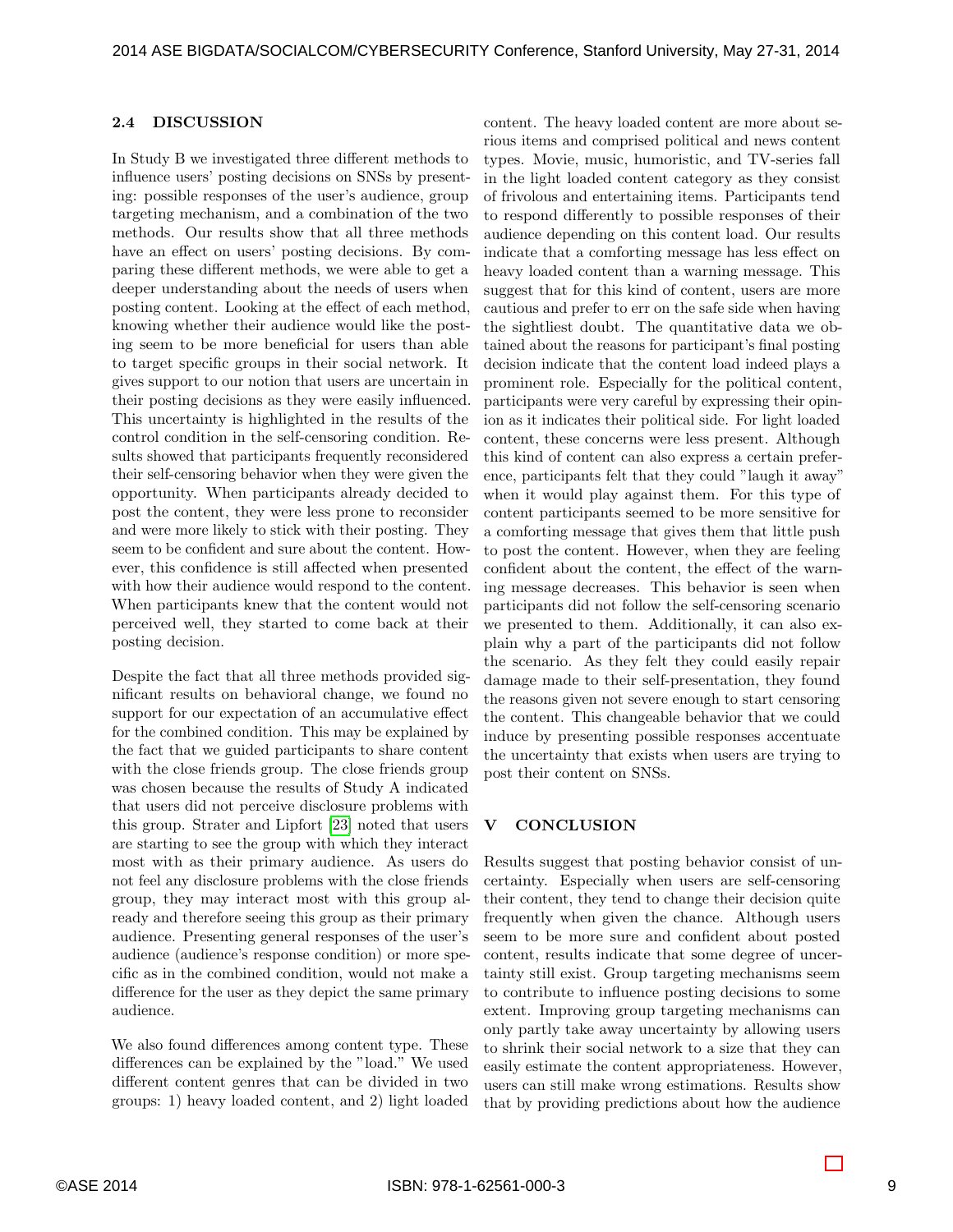### 2.4 DISCUSSION

In Study B we investigated three different methods to influence users' posting decisions on SNSs by presenting: possible responses of the user's audience, group targeting mechanism, and a combination of the two methods. Our results show that all three methods have an effect on users' posting decisions. By comparing these different methods, we were able to get a deeper understanding about the needs of users when posting content. Looking at the effect of each method, knowing whether their audience would like the posting seem to be more beneficial for users than able to target specific groups in their social network. It gives support to our notion that users are uncertain in their posting decisions as they were easily influenced. This uncertainty is highlighted in the results of the control condition in the self-censoring condition. Results showed that participants frequently reconsidered their self-censoring behavior when they were given the opportunity. When participants already decided to post the content, they were less prone to reconsider and were more likely to stick with their posting. They seem to be confident and sure about the content. However, this confidence is still affected when presented with how their audience would respond to the content. When participants knew that the content would not perceived well, they started to come back at their posting decision.

Despite the fact that all three methods provided significant results on behavioral change, we found no support for our expectation of an accumulative effect for the combined condition. This may be explained by the fact that we guided participants to share content with the close friends group. The close friends group was chosen because the results of Study A indicated that users did not perceive disclosure problems with this group. Strater and Lipfort [23] noted that users are starting to see the group with which they interact most with as their primary audience. As users do not feel any disclosure problems with the close friends group, they may interact most with this group already and therefore seeing this group as their primary audience. Presenting general responses of the user's audience (audience's response condition) or more specific as in the combined condition, would not make a difference for the user as they depict the same primary audience.

We also found differences among content type. These differences can be explained by the "load." We used different content genres that can be divided in two groups: 1) heavy loaded content, and 2) light loaded content. The heavy loaded content are more about serious items and comprised political and news content types. Movie, music, humoristic, and TV-series fall in the light loaded content category as they consist of frivolous and entertaining items. Participants tend to respond differently to possible responses of their audience depending on this content load. Our results indicate that a comforting message has less effect on heavy loaded content than a warning message. This suggest that for this kind of content, users are more cautious and prefer to err on the safe side when having the sightliest doubt. The quantitative data we obtained about the reasons for participant's final posting decision indicate that the content load indeed plays a prominent role. Especially for the political content, participants were very careful by expressing their opinion as it indicates their political side. For light loaded content, these concerns were less present. Although this kind of content can also express a certain preference, participants felt that they could "laugh it away" when it would play against them. For this type of content participants seemed to be more sensitive for a comforting message that gives them that little push to post the content. However, when they are feeling confident about the content, the effect of the warning message decreases. This behavior is seen when participants did not follow the self-censoring scenario we presented to them. Additionally, it can also explain why a part of the participants did not follow the scenario. As they felt they could easily repair damage made to their self-presentation, they found the reasons given not severe enough to start censoring the content. This changeable behavior that we could induce by presenting possible responses accentuate the uncertainty that exists when users are trying to post their content on SNSs.

## V CONCLUSION

Results suggest that posting behavior consist of uncertainty. Especially when users are self-censoring their content, they tend to change their decision quite frequently when given the chance. Although users seem to be more sure and confident about posted content, results indicate that some degree of uncertainty still exist. Group targeting mechanisms seem to contribute to influence posting decisions to some extent. Improving group targeting mechanisms can only partly take away uncertainty by allowing users to shrink their social network to a size that they can easily estimate the content appropriateness. However, users can still make wrong estimations. Results show that by providing predictions about how the audience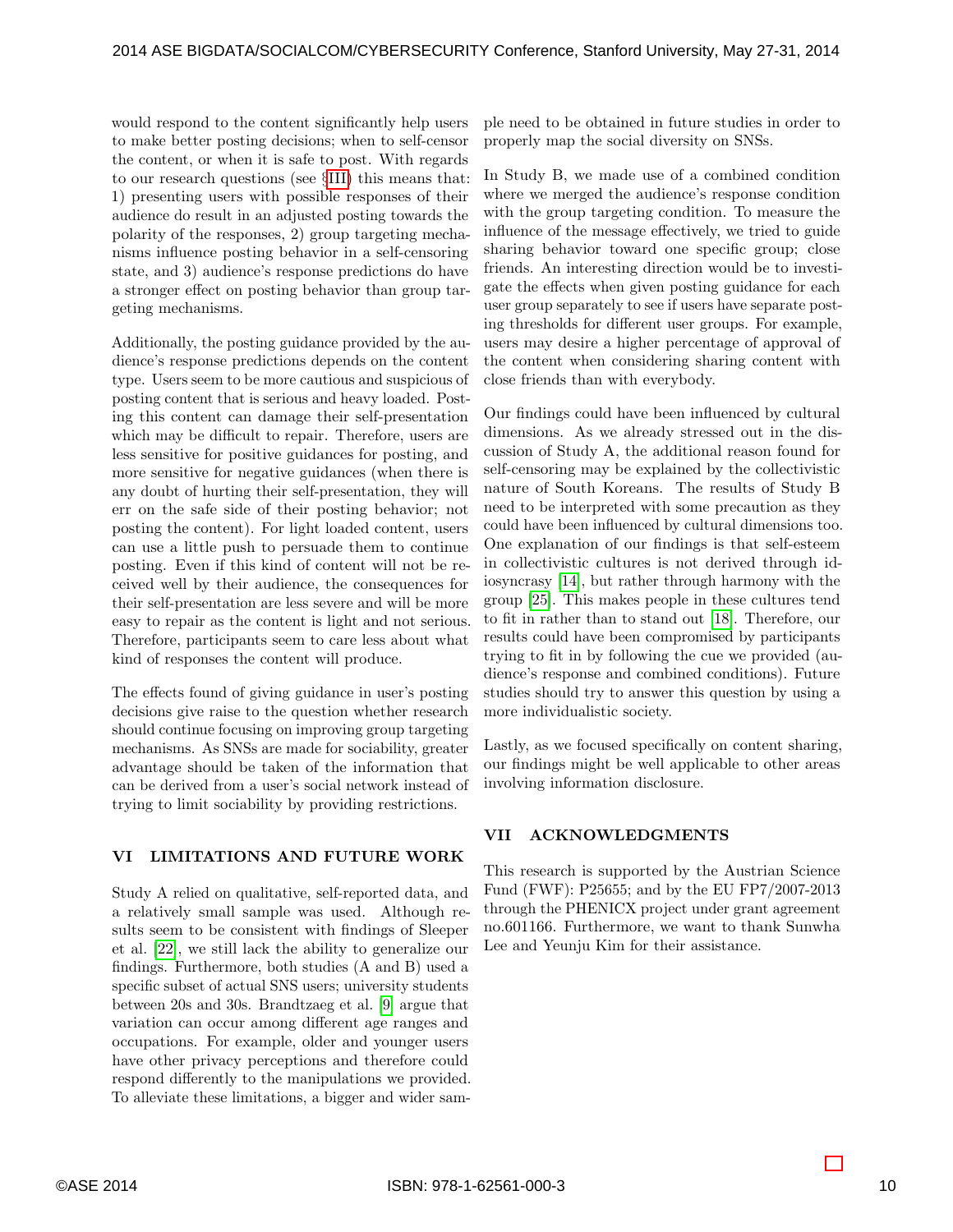would respond to the content significantly help users to make better posting decisions; when to self-censor the content, or when it is safe to post. With regards to our research questions (see §III) this means that: 1) presenting users with possible responses of their audience do result in an adjusted posting towards the polarity of the responses, 2) group targeting mechanisms influence posting behavior in a self-censoring state, and 3) audience's response predictions do have a stronger effect on posting behavior than group targeting mechanisms.

Additionally, the posting guidance provided by the audience's response predictions depends on the content type. Users seem to be more cautious and suspicious of posting content that is serious and heavy loaded. Posting this content can damage their self-presentation which may be difficult to repair. Therefore, users are less sensitive for positive guidances for posting, and more sensitive for negative guidances (when there is any doubt of hurting their self-presentation, they will err on the safe side of their posting behavior; not posting the content). For light loaded content, users can use a little push to persuade them to continue posting. Even if this kind of content will not be received well by their audience, the consequences for their self-presentation are less severe and will be more easy to repair as the content is light and not serious. Therefore, participants seem to care less about what kind of responses the content will produce.

The effects found of giving guidance in user's posting decisions give raise to the question whether research should continue focusing on improving group targeting mechanisms. As SNSs are made for sociability, greater advantage should be taken of the information that can be derived from a user's social network instead of trying to limit sociability by providing restrictions.

## VI LIMITATIONS AND FUTURE WORK

Study A relied on qualitative, self-reported data, and a relatively small sample was used. Although results seem to be consistent with findings of Sleeper et al. [22], we still lack the ability to generalize our findings. Furthermore, both studies (A and B) used a specific subset of actual SNS users; university students between 20s and 30s. Brandtzaeg et al. [9] argue that variation can occur among different age ranges and occupations. For example, older and younger users have other privacy perceptions and therefore could respond differently to the manipulations we provided. To alleviate these limitations, a bigger and wider sample need to be obtained in future studies in order to properly map the social diversity on SNSs.

In Study B, we made use of a combined condition where we merged the audience's response condition with the group targeting condition. To measure the influence of the message effectively, we tried to guide sharing behavior toward one specific group; close friends. An interesting direction would be to investigate the effects when given posting guidance for each user group separately to see if users have separate posting thresholds for different user groups. For example, users may desire a higher percentage of approval of the content when considering sharing content with close friends than with everybody.

Our findings could have been influenced by cultural dimensions. As we already stressed out in the discussion of Study A, the additional reason found for self-censoring may be explained by the collectivistic nature of South Koreans. The results of Study B need to be interpreted with some precaution as they could have been influenced by cultural dimensions too. One explanation of our findings is that self-esteem in collectivistic cultures is not derived through idiosyncrasy [14], but rather through harmony with the group [25]. This makes people in these cultures tend to fit in rather than to stand out [18]. Therefore, our results could have been compromised by participants trying to fit in by following the cue we provided (audience's response and combined conditions). Future studies should try to answer this question by using a more individualistic society.

Lastly, as we focused specifically on content sharing, our findings might be well applicable to other areas involving information disclosure.

## VII ACKNOWLEDGMENTS

This research is supported by the Austrian Science Fund (FWF): P25655; and by the EU FP7/2007-2013 through the PHENICX project under grant agreement no.601166. Furthermore, we want to thank Sunwha Lee and Yeunju Kim for their assistance.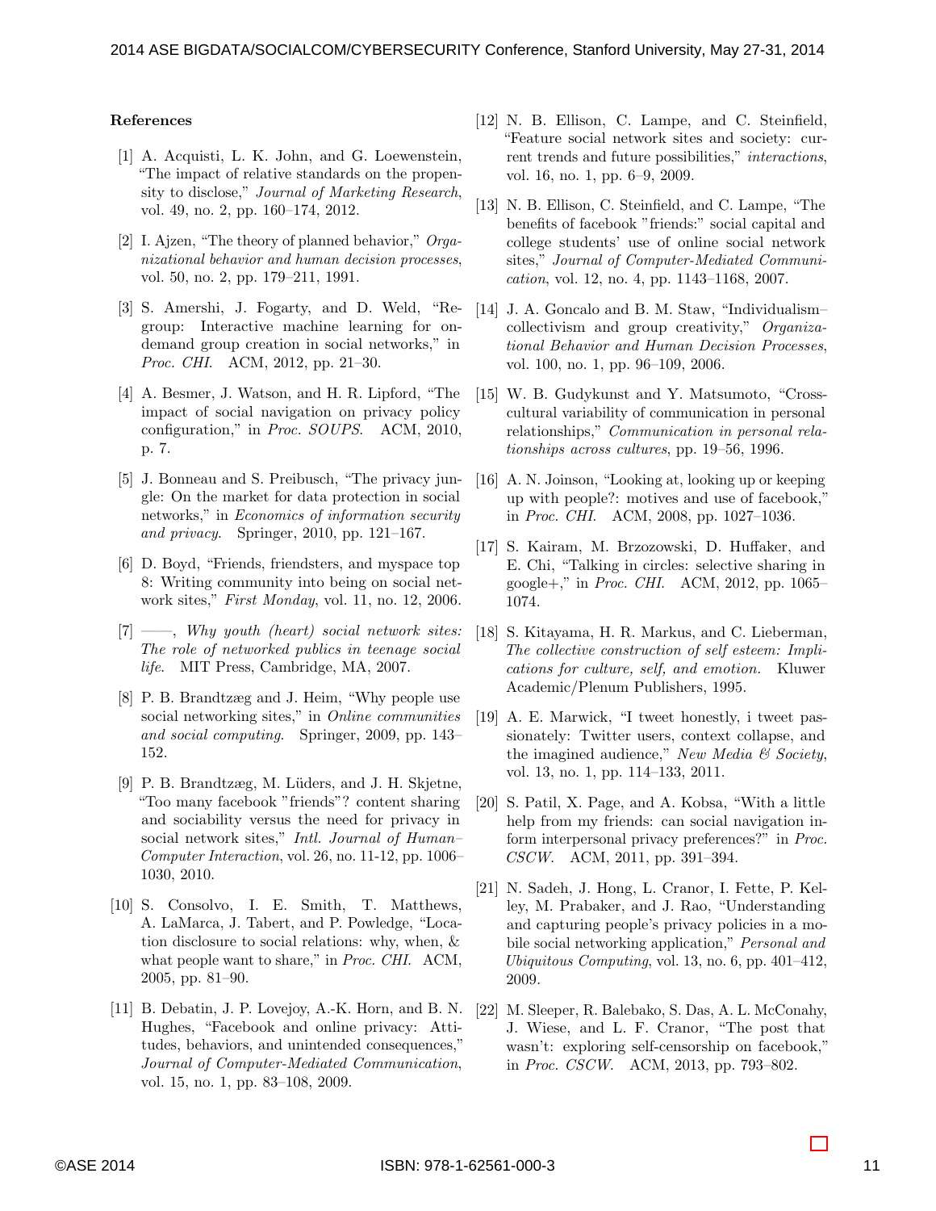**References**

[1] A. Acquisti, L. K. John, and G. Loewenstein, "The impact of relative standards on the propensity to disclose," *Journal of Marketing Research*, vol. 49, no. 2, pp. 160–174, 2012.

[2] I. Ajzen, "The theory of planned behavior," *Organizational behavior and human decision processes*, vol. 50, no. 2, pp. 179–211, 1991.

[3] S. Amershi, J. Fogarty, and D. Weld, "Regroup: Interactive machine learning for on-demand group creation in social networks," in *Proc. CHI*. ACM, 2012, pp. 21–30.

[4] A. Besmer, J. Watson, and H. R. Lipford, "The impact of social navigation on privacy policy configuration," in *Proc. SOUPS*. ACM, 2010, p. 7.

[5] J. Bonneau and S. Preibusch, "The privacy jungle: On the market for data protection in social networks," in *Economics of information security and privacy*. Springer, 2010, pp. 121–167.

[6] D. Boyd, "Friends, friendsters, and myspace top 8: Writing community into being on social network sites," *First Monday*, vol. 11, no. 12, 2006.

[7] ——, *Why youth (heart) social network sites: The role of networked publics in teenage social life*. MIT Press, Cambridge, MA, 2007.

[8] P. B. Brandtzæg and J. Heim, "Why people use social networking sites," in *Online communities and social computing*. Springer, 2009, pp. 143–152.

[9] P. B. Brandtzæg, M. Lüders, and J. H. Skjetne, "Too many facebook "friends"? content sharing and sociability versus the need for privacy in social network sites," *Intl. Journal of Human–Computer Interaction*, vol. 26, no. 11-12, pp. 1006–1030, 2010.

[10] S. Consolvo, I. E. Smith, T. Matthews, A. LaMarca, J. Tabert, and P. Powledge, "Location disclosure to social relations: why, when, & what people want to share," in *Proc. CHI*. ACM, 2005, pp. 81–90.

[11] B. Debatin, J. P. Lovejoy, A.-K. Horn, and B. N. Hughes, "Facebook and online privacy: Attitudes, behaviors, and unintended consequences," *Journal of Computer-Mediated Communication*, vol. 15, no. 1, pp. 83–108, 2009.

[12] N. B. Ellison, C. Lampe, and C. Steinfield, "Feature social network sites and society: current trends and future possibilities," *interactions*, vol. 16, no. 1, pp. 6–9, 2009.

[13] N. B. Ellison, C. Steinfield, and C. Lampe, "The benefits of facebook "friends:" social capital and college students' use of online social network sites," *Journal of Computer-Mediated Communication*, vol. 12, no. 4, pp. 1143–1168, 2007.

[14] J. A. Goncalo and B. M. Staw, "Individualism–collectivism and group creativity," *Organizational Behavior and Human Decision Processes*, vol. 100, no. 1, pp. 96–109, 2006.

[15] W. B. Gudykunst and Y. Matsumoto, "Cross-cultural variability of communication in personal relationships," *Communication in personal relationships across cultures*, pp. 19–56, 1996.

[16] A. N. Joinson, "Looking at, looking up or keeping up with people?: motives and use of facebook," in *Proc. CHI*. ACM, 2008, pp. 1027–1036.

[17] S. Kairam, M. Brzozowski, D. Huffaker, and E. Chi, "Talking in circles: selective sharing in google+," in *Proc. CHI*. ACM, 2012, pp. 1065–1074.

[18] S. Kitayama, H. R. Markus, and C. Lieberman, *The collective construction of self esteem: Implications for culture, self, and emotion.* Kluwer Academic/Plenum Publishers, 1995.

[19] A. E. Marwick, "I tweet honestly, i tweet passionately: Twitter users, context collapse, and the imagined audience," *New Media & Society*, vol. 13, no. 1, pp. 114–133, 2011.

[20] S. Patil, X. Page, and A. Kobsa, "With a little help from my friends: can social navigation inform interpersonal privacy preferences?" in *Proc. CSCW*. ACM, 2011, pp. 391–394.

[21] N. Sadeh, J. Hong, L. Cranor, I. Fette, P. Kelley, M. Prabaker, and J. Rao, "Understanding and capturing people's privacy policies in a mobile social networking application," *Personal and Ubiquitous Computing*, vol. 13, no. 6, pp. 401–412, 2009.

[22] M. Sleeper, R. Balebako, S. Das, A. L. McConahy, J. Wiese, and L. F. Cranor, "The post that wasn't: exploring self-censorship on facebook," in *Proc. CSCW*. ACM, 2013, pp. 793–802.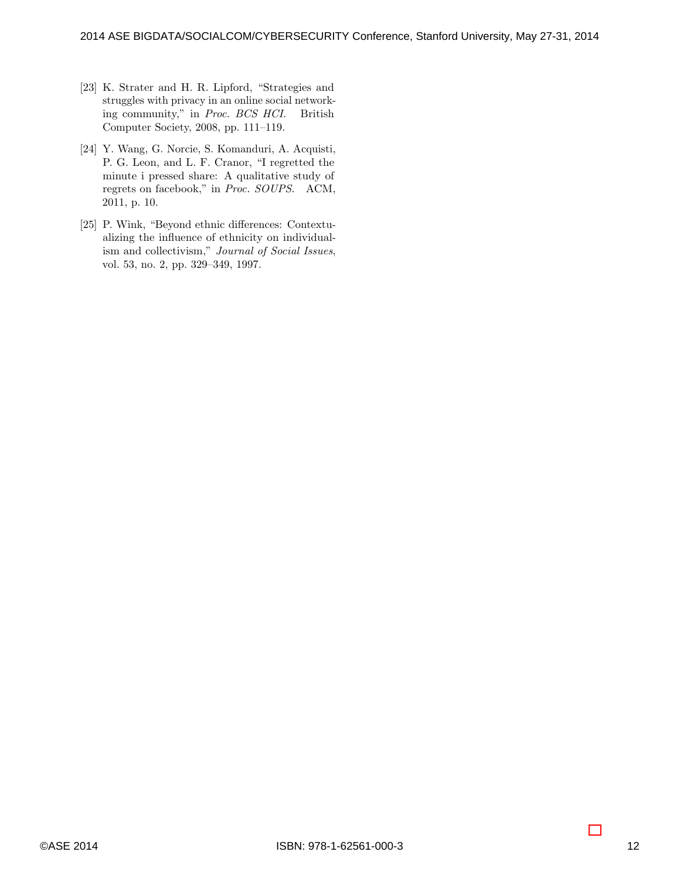[23] K. Strater and H. R. Lipford, "Strategies and struggles with privacy in an online social networking community," in *Proc. BCS HCI*. British Computer Society, 2008, pp. 111–119.

[24] Y. Wang, G. Norcie, S. Komanduri, A. Acquisti, P. G. Leon, and L. F. Cranor, "I regretted the minute i pressed share: A qualitative study of regrets on facebook," in *Proc. SOUPS*. ACM, 2011, p. 10.

[25] P. Wink, "Beyond ethnic differences: Contextualizing the influence of ethnicity on individualism and collectivism," *Journal of Social Issues*, vol. 53, no. 2, pp. 329–349, 1997.